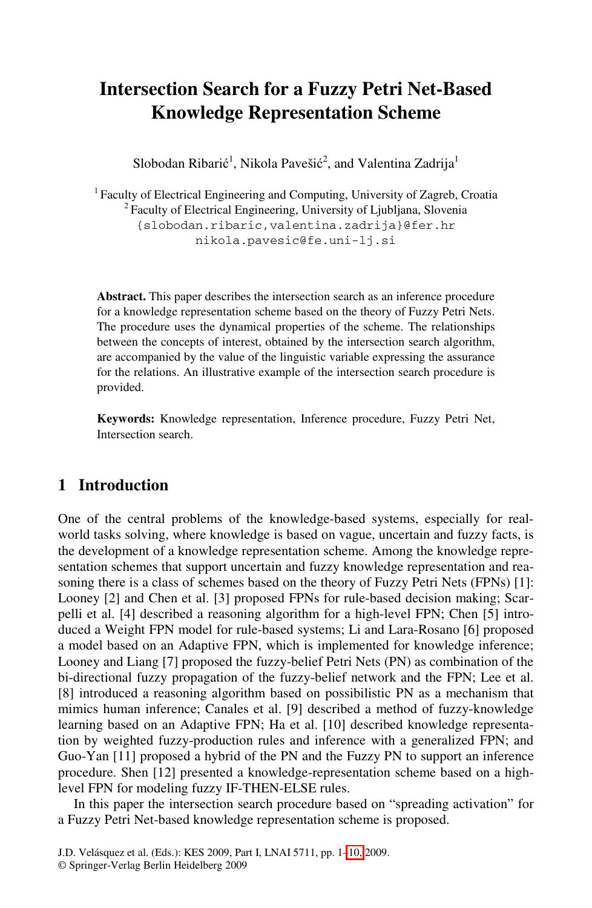# Intersection Search for a Fuzzy Petri Net-Based Knowledge Representation Scheme

Slobodan Ribarić[1], Nikola Pavešić[2], and Valentina Zadrija[1]

[1] Faculty of Electrical Engineering and Computing, University of Zagreb, Croatia
[2] Faculty of Electrical Engineering, University of Ljubljana, Slovenia
{slobodan.ribaric,valentina.zadrija}@fer.hr
nikola.pavesic@fe.uni-lj.si

**Abstract.** This paper describes the intersection search as an inference procedure for a knowledge representation scheme based on the theory of Fuzzy Petri Nets. The procedure uses the dynamical properties of the scheme. The relationships between the concepts of interest, obtained by the intersection search algorithm, are accompanied by the value of the linguistic variable expressing the assurance for the relations. An illustrative example of the intersection search procedure is provided.

**Keywords:** Knowledge representation, Inference procedure, Fuzzy Petri Net, Intersection search.

## 1 Introduction

One of the central problems of the knowledge-based systems, especially for real-world tasks solving, where knowledge is based on vague, uncertain and fuzzy facts, is the development of a knowledge representation scheme. Among the knowledge representation schemes that support uncertain and fuzzy knowledge representation and reasoning there is a class of schemes based on the theory of Fuzzy Petri Nets (FPNs) [1]: Looney [2] and Chen et al. [3] proposed FPNs for rule-based decision making; Scarpelli et al. [4] described a reasoning algorithm for a high-level FPN; Chen [5] introduced a Weight FPN model for rule-based systems; Li and Lara-Rosano [6] proposed a model based on an Adaptive FPN, which is implemented for knowledge inference; Looney and Liang [7] proposed the fuzzy-belief Petri Nets (PN) as combination of the bi-directional fuzzy propagation of the fuzzy-belief network and the FPN; Lee et al. [8] introduced a reasoning algorithm based on possibilistic PN as a mechanism that mimics human inference; Canales et al. [9] described a method of fuzzy-knowledge learning based on an Adaptive FPN; Ha et al. [10] described knowledge representation by weighted fuzzy-production rules and inference with a generalized FPN; and Guo-Yan [11] proposed a hybrid of the PN and the Fuzzy PN to support an inference procedure. Shen [12] presented a knowledge-representation scheme based on a high-level FPN for modeling fuzzy IF-THEN-ELSE rules.

In this paper the intersection search procedure based on "spreading activation" for a Fuzzy Petri Net-based knowledge representation scheme is proposed.

J.D. Velásquez et al. (Eds.): KES 2009, Part I, LNAI 5711, pp. 1–10, 2009.
© Springer-Verlag Berlin Heidelberg 2009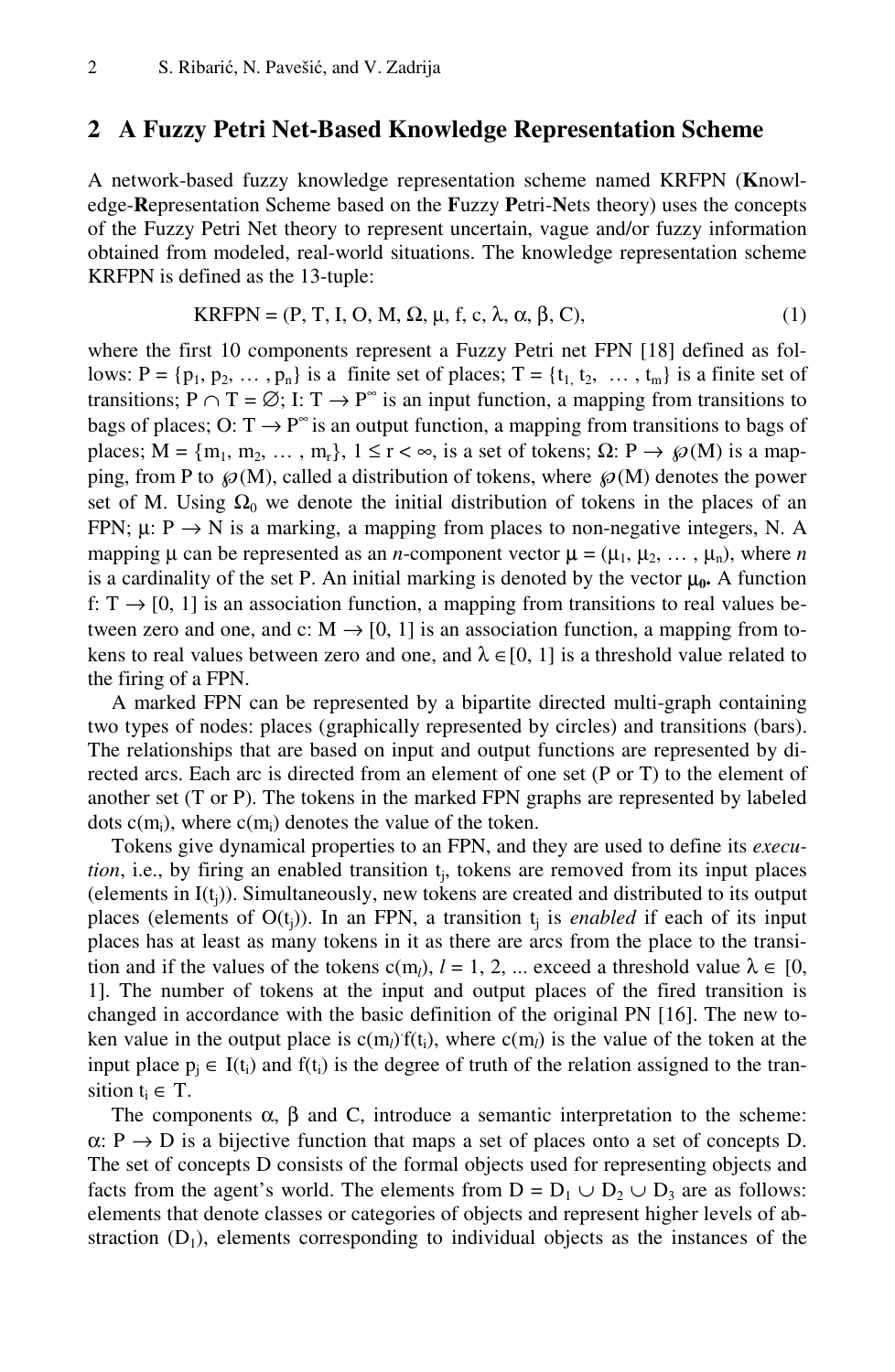## 2 A Fuzzy Petri Net-Based Knowledge Representation Scheme

A network-based fuzzy knowledge representation scheme named KRFPN (**K**nowledge-**R**epresentation Scheme based on the **F**uzzy **P**etri-**N**ets theory) uses the concepts of the Fuzzy Petri Net theory to represent uncertain, vague and/or fuzzy information obtained from modeled, real-world situations. The knowledge representation scheme KRFPN is defined as the 13-tuple:

$$\text{KRFPN} = (P, T, I, O, M, \Omega, \mu, f, c, \lambda, \alpha, \beta, C), \tag{1}$$

where the first 10 components represent a Fuzzy Petri net FPN [18] defined as follows: $P = \{p_1, p_2, \dots, p_n\}$ is a finite set of places; $T = \{t_1, t_2, \dots, t_m\}$ is a finite set of transitions; $P \cap T = \varnothing$; $I: T \rightarrow P^{\infty}$ is an input function, a mapping from transitions to bags of places; $O: T \rightarrow P^{\infty}$ is an output function, a mapping from transitions to bags of places; $M = \{m_1, m_2, \dots, m_r\}$, $1 \le r < \infty$, is a set of tokens; $\Omega: P \rightarrow \wp(M)$ is a mapping, from P to $\wp(M)$, called a distribution of tokens, where $\wp(M)$ denotes the power set of M. Using $\Omega_0$ we denote the initial distribution of tokens in the places of an FPN; $\mu: P \rightarrow N$ is a marking, a mapping from places to non-negative integers, N. A mapping $\mu$ can be represented as an *n*-component vector $\mu = (\mu_1, \mu_2, \dots, \mu_n)$, where *n* is a cardinality of the set P. An initial marking is denoted by the vector $\boldsymbol{\mu_0}$. A function $f: T \rightarrow [0, 1]$ is an association function, a mapping from transitions to real values between zero and one, and $c: M \rightarrow [0, 1]$ is an association function, a mapping from tokens to real values between zero and one, and $\lambda \in [0, 1]$ is a threshold value related to the firing of a FPN.

A marked FPN can be represented by a bipartite directed multi-graph containing two types of nodes: places (graphically represented by circles) and transitions (bars). The relationships that are based on input and output functions are represented by directed arcs. Each arc is directed from an element of one set (P or T) to the element of another set (T or P). The tokens in the marked FPN graphs are represented by labeled dots $c(m_i)$, where $c(m_i)$ denotes the value of the token.

Tokens give dynamical properties to an FPN, and they are used to define its *execution*, i.e., by firing an enabled transition $t_j$, tokens are removed from its input places (elements in $I(t_j)$). Simultaneously, new tokens are created and distributed to its output places (elements of $O(t_j)$). In an FPN, a transition $t_j$ is *enabled* if each of its input places has at least as many tokens in it as there are arcs from the place to the transition and if the values of the tokens $c(m_l)$, $l = 1, 2, \dots$ exceed a threshold value $\lambda \in [0, 1]$. The number of tokens at the input and output places of the fired transition is changed in accordance with the basic definition of the original PN [16]. The new token value in the output place is $c(m_l) \cdot f(t_i)$, where $c(m_l)$ is the value of the token at the input place $p_j \in I(t_i)$ and $f(t_i)$ is the degree of truth of the relation assigned to the transition $t_i \in T$.

The components $\alpha$, $\beta$ and C, introduce a semantic interpretation to the scheme: $\alpha: P \rightarrow D$ is a bijective function that maps a set of places onto a set of concepts D. The set of concepts D consists of the formal objects used for representing objects and facts from the agent's world. The elements from $D = D_1 \cup D_2 \cup D_3$ are as follows: elements that denote classes or categories of objects and represent higher levels of abstraction ($D_1$), elements corresponding to individual objects as the instances of the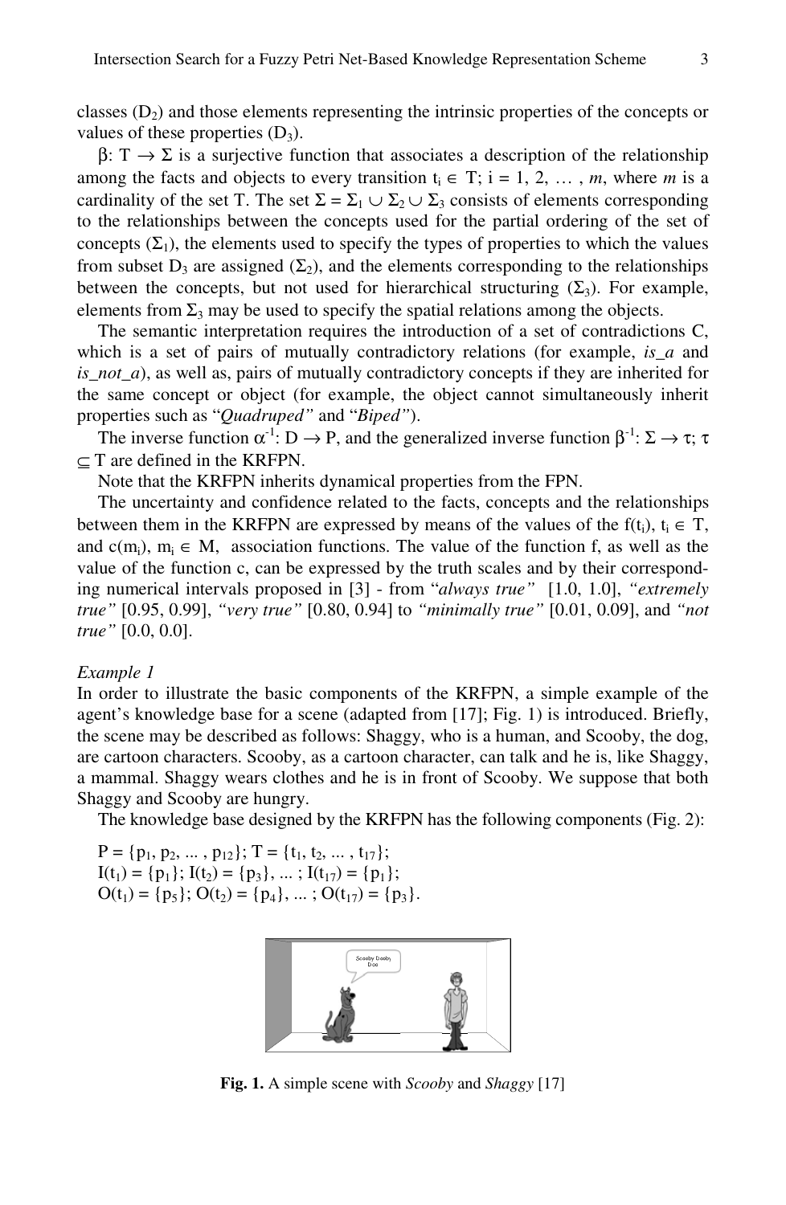classes ($D_2$) and those elements representing the intrinsic properties of the concepts or values of these properties ($D_3$).

$\beta$: $T \rightarrow \Sigma$ is a surjective function that associates a description of the relationship among the facts and objects to every transition $t_i \in T$; $i = 1, 2, \ldots, m$, where $m$ is a cardinality of the set T. The set $\Sigma = \Sigma_1 \cup \Sigma_2 \cup \Sigma_3$ consists of elements corresponding to the relationships between the concepts used for the partial ordering of the set of concepts ($\Sigma_1$), the elements used to specify the types of properties to which the values from subset $D_3$ are assigned ($\Sigma_2$), and the elements corresponding to the relationships between the concepts, but not used for hierarchical structuring ($\Sigma_3$). For example, elements from $\Sigma_3$ may be used to specify the spatial relations among the objects.

The semantic interpretation requires the introduction of a set of contradictions C, which is a set of pairs of mutually contradictory relations (for example, *is_a* and *is_not_a*), as well as, pairs of mutually contradictory concepts if they are inherited for the same concept or object (for example, the object cannot simultaneously inherit properties such as "*Quadruped*" and "*Biped*").

The inverse function $\alpha^{-1}$: $D \rightarrow P$, and the generalized inverse function $\beta^{-1}$: $\Sigma \rightarrow \tau$; $\tau \subseteq T$ are defined in the KRFPN.

Note that the KRFPN inherits dynamical properties from the FPN.

The uncertainty and confidence related to the facts, concepts and the relationships between them in the KRFPN are expressed by means of the values of the $f(t_i)$, $t_i \in T$, and $c(m_i)$, $m_i \in M$, association functions. The value of the function f, as well as the value of the function c, can be expressed by the truth scales and by their corresponding numerical intervals proposed in [3] - from "*always true*" [1.0, 1.0], "*extremely true*" [0.95, 0.99], "*very true*" [0.80, 0.94] to "*minimally true*" [0.01, 0.09], and "*not true*" [0.0, 0.0].

*Example 1*

In order to illustrate the basic components of the KRFPN, a simple example of the agent's knowledge base for a scene (adapted from [17]; Fig. 1) is introduced. Briefly, the scene may be described as follows: Shaggy, who is a human, and Scooby, the dog, are cartoon characters. Scooby, as a cartoon character, can talk and he is, like Shaggy, a mammal. Shaggy wears clothes and he is in front of Scooby. We suppose that both Shaggy and Scooby are hungry.

The knowledge base designed by the KRFPN has the following components (Fig. 2):

$P = \{p_1, p_2, \ldots, p_{12}\}$; $T = \{t_1, t_2, \ldots, t_{17}\}$;
$I(t_1) = \{p_1\}$; $I(t_2) = \{p_3\}$, ... ; $I(t_{17}) = \{p_1\}$;
$O(t_1) = \{p_5\}$; $O(t_2) = \{p_4\}$, ... ; $O(t_{17}) = \{p_3\}$.

**Fig. 1.** A simple scene with *Scooby* and *Shaggy* [17]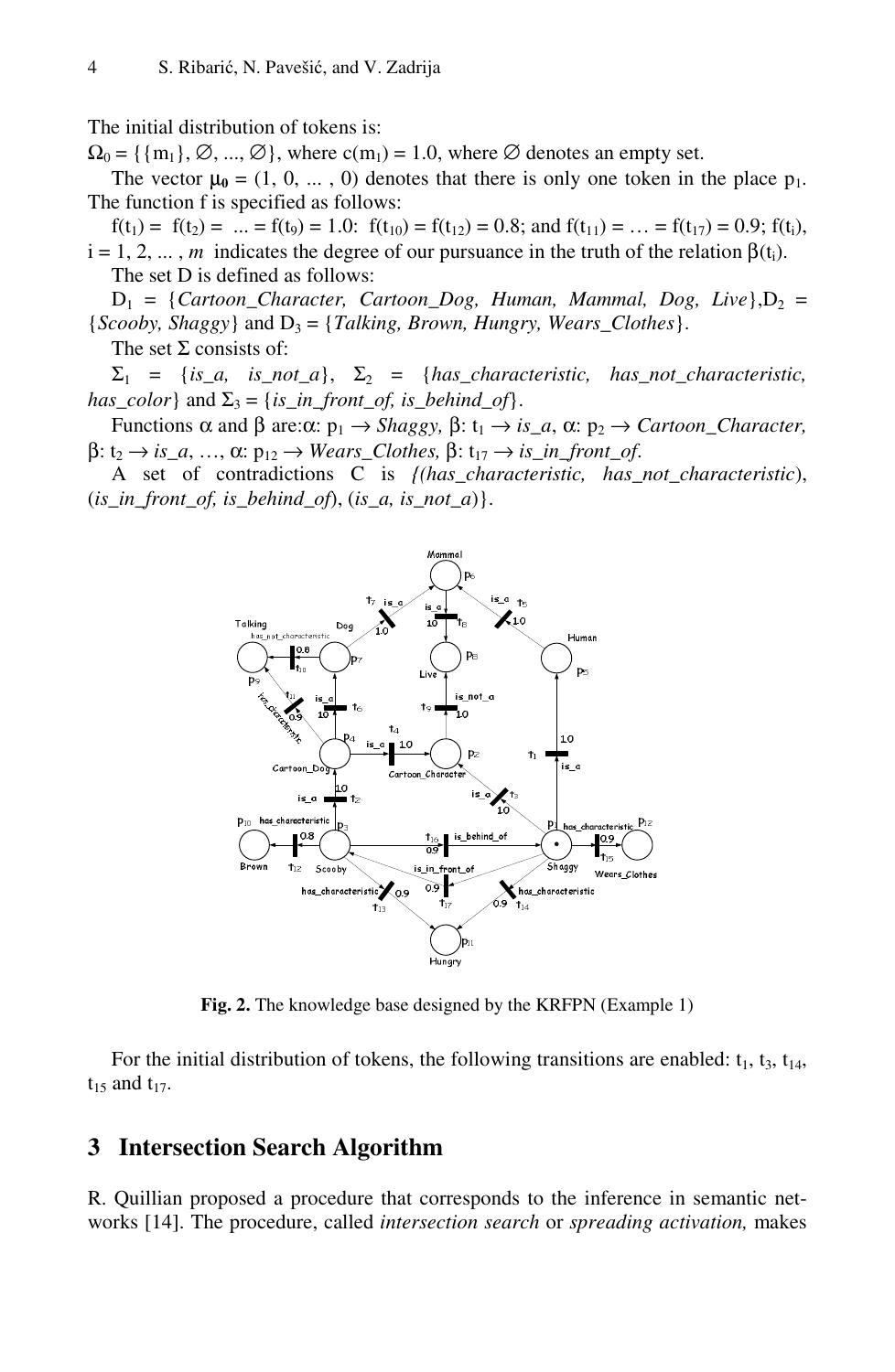The initial distribution of tokens is:

$\Omega_0 = \{\{m_1\}, \emptyset, ..., \emptyset\}$, where $c(m_1) = 1.0$, where $\emptyset$ denotes an empty set.

The vector $\mu_0 = (1, 0, ... , 0)$ denotes that there is only one token in the place $p_1$. The function f is specified as follows:

$f(t_1) = f(t_2) = ... = f(t_9) = 1.0$: $f(t_{10}) = f(t_{12}) = 0.8$; and $f(t_{11}) = … = f(t_{17}) = 0.9$; $f(t_i)$, $i = 1, 2, ... , m$ indicates the degree of our pursuance in the truth of the relation $\beta(t_i)$.

The set D is defined as follows:

$D_1$ = {*Cartoon_Character, Cartoon_Dog, Human, Mammal, Dog, Live*}, $D_2$ = {*Scooby, Shaggy*} and $D_3$ = {*Talking, Brown, Hungry, Wears_Clothes*}.

The set $\Sigma$ consists of:

$\Sigma_1$ = {*is_a, is_not_a*}, $\Sigma_2$ = {*has_characteristic, has_not_characteristic, has_color*} and $\Sigma_3$ = {*is_in_front_of, is_behind_of*}.

Functions $\alpha$ and $\beta$ are: $\alpha$: $p_1 \rightarrow$ *Shaggy,* $\beta$: $t_1 \rightarrow$ *is_a*, $\alpha$: $p_2 \rightarrow$ *Cartoon_Character,* $\beta$: $t_2 \rightarrow$ *is_a*, …, $\alpha$: $p_{12} \rightarrow$ *Wears_Clothes,* $\beta$: $t_{17} \rightarrow$ *is_in_front_of.*

A set of contradictions C is *{(has_characteristic, has_not_characteristic*), (*is_in_front_of, is_behind_of*), (*is_a, is_not_a*)}.

**Fig. 2.** The knowledge base designed by the KRFPN (Example 1)

For the initial distribution of tokens, the following transitions are enabled: $t_1$, $t_3$, $t_{14}$, $t_{15}$ and $t_{17}$.

## 3 Intersection Search Algorithm

R. Quillian proposed a procedure that corresponds to the inference in semantic networks [14]. The procedure, called *intersection search* or *spreading activation,* makes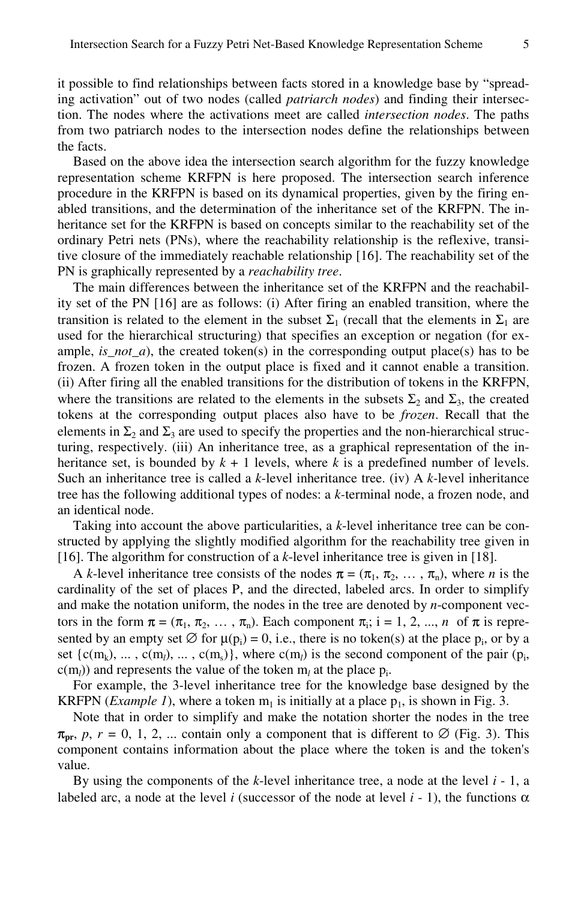it possible to find relationships between facts stored in a knowledge base by "spreading activation" out of two nodes (called *patriarch nodes*) and finding their intersection. The nodes where the activations meet are called *intersection nodes*. The paths from two patriarch nodes to the intersection nodes define the relationships between the facts.

Based on the above idea the intersection search algorithm for the fuzzy knowledge representation scheme KRFPN is here proposed. The intersection search inference procedure in the KRFPN is based on its dynamical properties, given by the firing enabled transitions, and the determination of the inheritance set of the KRFPN. The inheritance set for the KRFPN is based on concepts similar to the reachability set of the ordinary Petri nets (PNs), where the reachability relationship is the reflexive, transitive closure of the immediately reachable relationship [16]. The reachability set of the PN is graphically represented by a *reachability tree*.

The main differences between the inheritance set of the KRFPN and the reachability set of the PN [16] are as follows: (i) After firing an enabled transition, where the transition is related to the element in the subset $\Sigma_1$ (recall that the elements in $\Sigma_1$ are used for the hierarchical structuring) that specifies an exception or negation (for example, *is_not_a*), the created token(s) in the corresponding output place(s) has to be frozen. A frozen token in the output place is fixed and it cannot enable a transition. (ii) After firing all the enabled transitions for the distribution of tokens in the KRFPN, where the transitions are related to the elements in the subsets $\Sigma_2$ and $\Sigma_3$, the created tokens at the corresponding output places also have to be *frozen*. Recall that the elements in $\Sigma_2$ and $\Sigma_3$ are used to specify the properties and the non-hierarchical structuring, respectively. (iii) An inheritance tree, as a graphical representation of the inheritance set, is bounded by $k + 1$ levels, where $k$ is a predefined number of levels. Such an inheritance tree is called a $k$-level inheritance tree. (iv) A $k$-level inheritance tree has the following additional types of nodes: a $k$-terminal node, a frozen node, and an identical node.

Taking into account the above particularities, a $k$-level inheritance tree can be constructed by applying the slightly modified algorithm for the reachability tree given in [16]. The algorithm for construction of a $k$-level inheritance tree is given in [18].

A $k$-level inheritance tree consists of the nodes $\pi = (\pi_1, \pi_2, \dots, \pi_n)$, where $n$ is the cardinality of the set of places P, and the directed, labeled arcs. In order to simplify and make the notation uniform, the nodes in the tree are denoted by $n$-component vectors in the form $\pi = (\pi_1, \pi_2, \dots, \pi_n)$. Each component $\pi_i$; $i = 1, 2, ..., n$ of $\pi$ is represented by an empty set $\varnothing$ for $\mu(p_i) = 0$, i.e., there is no token(s) at the place $p_i$, or by a set $\{c(m_k), ..., c(m_l), ..., c(m_s)\}$, where $c(m_l)$ is the second component of the pair $(p_i, c(m_l))$ and represents the value of the token $m_l$ at the place $p_i$.

For example, the 3-level inheritance tree for the knowledge base designed by the KRFPN (*Example 1*), where a token $m_1$ is initially at a place $p_1$, is shown in Fig. 3.

Note that in order to simplify and make the notation shorter the nodes in the tree $\pi_{pr}$, $p$, $r = 0, 1, 2, ...$ contain only a component that is different to $\varnothing$ (Fig. 3). This component contains information about the place where the token is and the token's value.

By using the components of the $k$-level inheritance tree, a node at the level $i - 1$, a labeled arc, a node at the level $i$ (successor of the node at level $i - 1$), the functions $\alpha$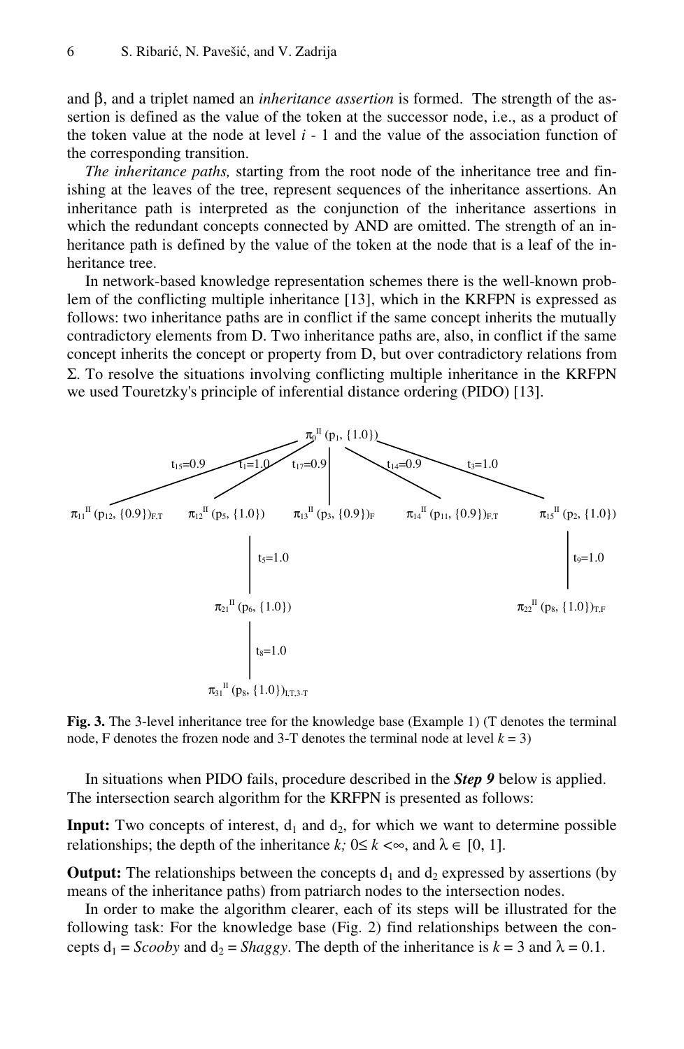and β, and a triplet named an *inheritance assertion* is formed. The strength of the assertion is defined as the value of the token at the successor node, i.e., as a product of the token value at the node at level $i$ - 1 and the value of the association function of the corresponding transition.

*The inheritance paths,* starting from the root node of the inheritance tree and finishing at the leaves of the tree, represent sequences of the inheritance assertions. An inheritance path is interpreted as the conjunction of the inheritance assertions in which the redundant concepts connected by AND are omitted. The strength of an inheritance path is defined by the value of the token at the node that is a leaf of the inheritance tree.

In network-based knowledge representation schemes there is the well-known problem of the conflicting multiple inheritance [13], which in the KRFPN is expressed as follows: two inheritance paths are in conflict if the same concept inherits the mutually contradictory elements from D. Two inheritance paths are, also, in conflict if the same concept inherits the concept or property from D, but over contradictory relations from Σ. To resolve the situations involving conflicting multiple inheritance in the KRFPN we used Touretzky's principle of inferential distance ordering (PIDO) [13].

$\pi_0^{II}$ ($p_1$, {1.0})

$t_{15}$=0.9, $t_1$=1.0, $t_{17}$=0.9, $t_{14}$=0.9, $t_3$=1.0

$\pi_{11}^{II}$ ($p_{12}$, {0.9})$_{F,T}$ $\pi_{12}^{II}$ ($p_5$, {1.0}) $\pi_{13}^{II}$ ($p_3$, {0.9})$_F$ $\pi_{14}^{II}$ ($p_{11}$, {0.9})$_{F,T}$ $\pi_{15}^{II}$ ($p_2$, {1.0})

$t_5$=1.0 $t_9$=1.0

$\pi_{21}^{II}$ ($p_6$, {1.0}) $\pi_{22}^{II}$ ($p_8$, {1.0})$_{T,F}$

$t_8$=1.0

$\pi_{31}^{II}$ ($p_8$, {1.0})$_{I,T,3\text{-}T}$

**Fig. 3.** The 3-level inheritance tree for the knowledge base (Example 1) (T denotes the terminal node, F denotes the frozen node and 3-T denotes the terminal node at level $k$ = 3)

In situations when PIDO fails, procedure described in the ***Step 9*** below is applied. The intersection search algorithm for the KRFPN is presented as follows:

**Input:** Two concepts of interest, $d_1$ and $d_2$, for which we want to determine possible relationships; the depth of the inheritance $k$; $0 \leq k < \infty$, and $\lambda \in [0, 1]$.

**Output:** The relationships between the concepts $d_1$ and $d_2$ expressed by assertions (by means of the inheritance paths) from patriarch nodes to the intersection nodes.

In order to make the algorithm clearer, each of its steps will be illustrated for the following task: For the knowledge base (Fig. 2) find relationships between the concepts $d_1$ = *Scooby* and $d_2$ = *Shaggy*. The depth of the inheritance is $k$ = 3 and λ = 0.1.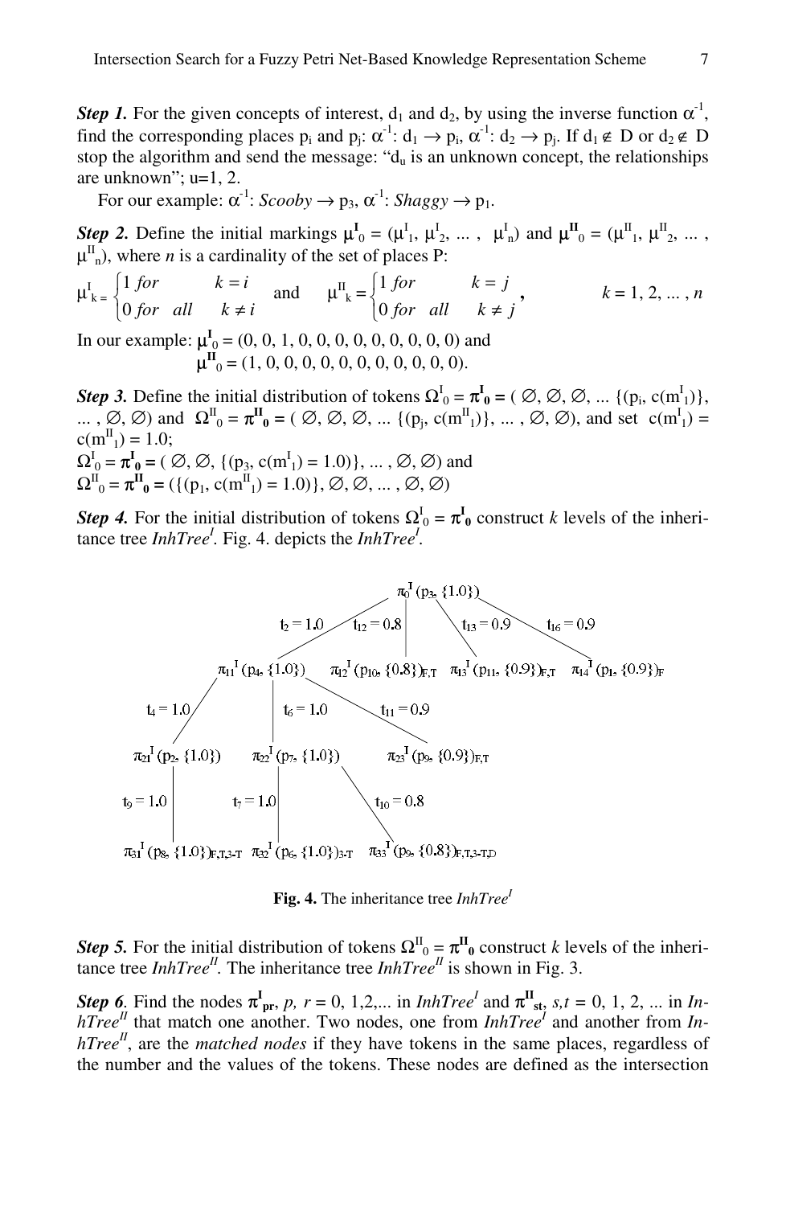***Step 1.*** For the given concepts of interest, $d_1$ and $d_2$, by using the inverse function $\alpha^{-1}$, find the corresponding places $p_i$ and $p_j$: $\alpha^{-1}$: $d_1 \rightarrow p_i$, $\alpha^{-1}$: $d_2 \rightarrow p_j$. If $d_1 \notin D$ or $d_2 \notin D$ stop the algorithm and send the message: "$d_u$ is an unknown concept, the relationships are unknown"; u=1, 2.

For our example: $\alpha^{-1}$: *Scooby* $\rightarrow p_3$, $\alpha^{-1}$: *Shaggy* $\rightarrow p_1$.

***Step 2.*** Define the initial markings $\boldsymbol{\mu}^{\mathbf{I}}_0 = (\mu^{I}_1, \mu^{I}_2, \ldots, \mu^{I}_n)$ and $\boldsymbol{\mu}^{\mathbf{II}}_0 = (\mu^{II}_1, \mu^{II}_2, \ldots, \mu^{II}_n)$, where *n* is a cardinality of the set of places P:

$$\mu^{I}_{k} = \begin{cases} 1\ for & k = i \\ 0\ for\ \ all & k \neq i \end{cases} \quad \text{and} \quad \mu^{II}_{k} = \begin{cases} 1\ for & k = j \\ 0\ for\ \ all & k \neq j \end{cases}, \qquad k = 1, 2, \ldots, n$$

In our example: $\boldsymbol{\mu}^{\mathbf{I}}_0$ = (0, 0, 1, 0, 0, 0, 0, 0, 0, 0, 0, 0) and
$\boldsymbol{\mu}^{\mathbf{II}}_0$ = (1, 0, 0, 0, 0, 0, 0, 0, 0, 0, 0, 0).

***Step 3.*** Define the initial distribution of tokens $\Omega^{I}_0 = \boldsymbol{\pi}^{\mathbf{I}}_{\mathbf{0}} = (\varnothing, \varnothing, \varnothing, \ldots \{(p_i, c(m^{I}_1)\}, \ldots, \varnothing, \varnothing)$ and $\Omega^{II}_0 = \boldsymbol{\pi}^{\mathbf{II}}_{\mathbf{0}} = (\varnothing, \varnothing, \varnothing, \ldots \{(p_j, c(m^{II}_1)\}, \ldots, \varnothing, \varnothing)$, and set $c(m^{I}_1) = c(m^{II}_1) = 1.0$;

$\Omega^{I}_0 = \boldsymbol{\pi}^{\mathbf{I}}_{\mathbf{0}} = (\varnothing, \varnothing, \{(p_3, c(m^{I}_1) = 1.0)\}, \ldots, \varnothing, \varnothing)$ and

$\Omega^{II}_0 = \boldsymbol{\pi}^{\mathbf{II}}_{\mathbf{0}} = (\{(p_1, c(m^{II}_1) = 1.0)\}, \varnothing, \varnothing, \ldots, \varnothing, \varnothing)$

***Step 4.*** For the initial distribution of tokens $\Omega^{I}_0 = \boldsymbol{\pi}^{\mathbf{I}}_{\mathbf{0}}$ construct *k* levels of the inheritance tree *InhTree$^{I}$*. Fig. 4. depicts the *InhTree$^{I}$*.

- $\pi_0^{I}$ ($p_3$, {1.0})
  - $t_2 = 1.0$ → $\pi_{11}^{I}$ ($p_4$, {1.0})
    - $t_4 = 1.0$ → $\pi_{21}^{I}$ ($p_2$, {1.0})
      - $t_9 = 1.0$ → $\pi_{31}^{I}$ ($p_8$, {1.0})$_{F,T,3\text{-}T}$
    - $t_6 = 1.0$ → $\pi_{22}^{I}$ ($p_7$, {1.0})
      - $t_7 = 1.0$ → $\pi_{32}^{I}$ ($p_6$, {1.0})$_{3\text{-}T}$
    - $t_{11} = 0.9$ → $\pi_{23}^{I}$ ($p_9$, {0.9})$_{F,T}$
      - $t_{10} = 0.8$ → $\pi_{33}^{I}$ ($p_9$, {0.8})$_{F,T,3\text{-}T,D}$
  - $t_{12} = 0.8$ → $\pi_{12}^{I}$ ($p_{10}$, {0.8})$_{F,T}$
  - $t_{13} = 0.9$ → $\pi_{13}^{I}$ ($p_{11}$, {0.9})$_{F,T}$
  - $t_{16} = 0.9$ → $\pi_{14}^{I}$ ($p_1$, {0.9})$_{F}$

**Fig. 4.** The inheritance tree *InhTree$^{I}$*

***Step 5.*** For the initial distribution of tokens $\Omega^{II}_0 = \boldsymbol{\pi}^{\mathbf{II}}_{\mathbf{0}}$ construct *k* levels of the inheritance tree *InhTree$^{II}$*. The inheritance tree *InhTree$^{II}$* is shown in Fig. 3.

***Step 6***. Find the nodes $\boldsymbol{\pi}^{\mathbf{I}}_{\mathbf{pr}}$, *p, r* = 0, 1,2,... in *InhTree$^{I}$* and $\boldsymbol{\pi}^{\mathbf{II}}_{\mathbf{st}}$, *s,t* = 0, 1, 2, ... in *InhTree$^{II}$* that match one another. Two nodes, one from *InhTree$^{I}$* and another from *InhTree$^{II}$*, are the *matched nodes* if they have tokens in the same places, regardless of the number and the values of the tokens. These nodes are defined as the intersection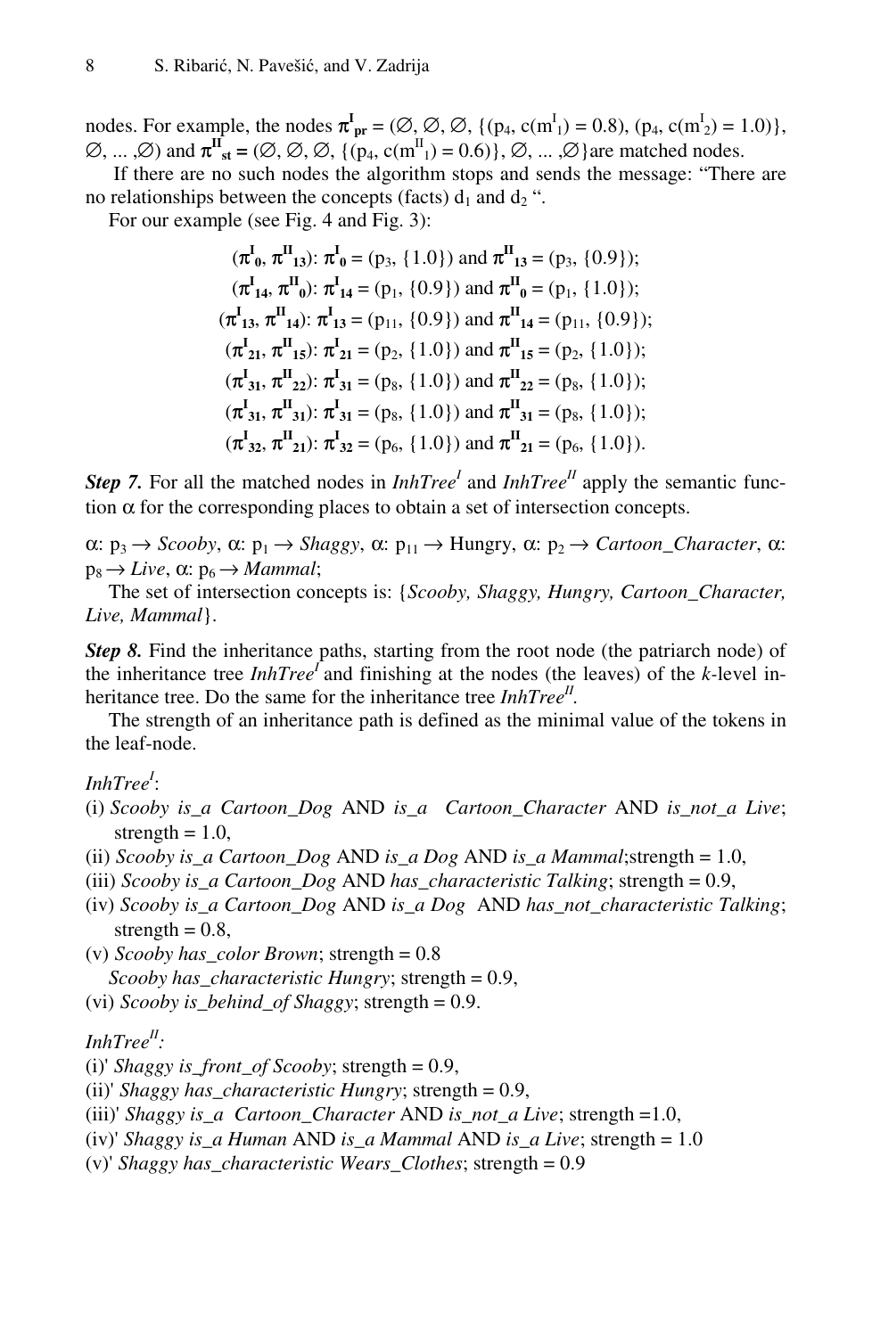nodes. For example, the nodes $\pi^{I}_{pr} = (\varnothing, \varnothing, \varnothing, \{(p_4, c(m^{I}_1) = 0.8), (p_4, c(m^{I}_2) = 1.0)\}, \varnothing, \ldots, \varnothing)$ and $\pi^{II}_{st} = (\varnothing, \varnothing, \varnothing, \{(p_4, c(m^{II}_1) = 0.6)\}, \varnothing, \ldots, \varnothing)$ are matched nodes.

If there are no such nodes the algorithm stops and sends the message: "There are no relationships between the concepts (facts) $d_1$ and $d_2$ ".

For our example (see Fig. 4 and Fig. 3):

$$(\pi^{I}_{0}, \pi^{II}_{13}): \pi^{I}_{0} = (p_3, \{1.0\}) \text{ and } \pi^{II}_{13} = (p_3, \{0.9\});$$

$$(\pi^{I}_{14}, \pi^{II}_{0}): \pi^{I}_{14} = (p_1, \{0.9\}) \text{ and } \pi^{II}_{0} = (p_1, \{1.0\});$$

$$(\pi^{I}_{13}, \pi^{II}_{14}): \pi^{I}_{13} = (p_{11}, \{0.9\}) \text{ and } \pi^{II}_{14} = (p_{11}, \{0.9\});$$

$$(\pi^{I}_{21}, \pi^{II}_{15}): \pi^{I}_{21} = (p_2, \{1.0\}) \text{ and } \pi^{II}_{15} = (p_2, \{1.0\});$$

$$(\pi^{I}_{31}, \pi^{II}_{22}): \pi^{I}_{31} = (p_8, \{1.0\}) \text{ and } \pi^{II}_{22} = (p_8, \{1.0\});$$

$$(\pi^{I}_{31}, \pi^{II}_{31}): \pi^{I}_{31} = (p_8, \{1.0\}) \text{ and } \pi^{II}_{31} = (p_8, \{1.0\});$$

$$(\pi^{I}_{32}, \pi^{II}_{21}): \pi^{I}_{32} = (p_6, \{1.0\}) \text{ and } \pi^{II}_{21} = (p_6, \{1.0\}).$$

***Step 7.*** For all the matched nodes in *InhTree^I* and *InhTree^II* apply the semantic function $\alpha$ for the corresponding places to obtain a set of intersection concepts.

$\alpha$: $p_3 \rightarrow$ *Scooby*, $\alpha$: $p_1 \rightarrow$ *Shaggy*, $\alpha$: $p_{11} \rightarrow$ Hungry, $\alpha$: $p_2 \rightarrow$ *Cartoon_Character*, $\alpha$: $p_8 \rightarrow$ *Live*, $\alpha$: $p_6 \rightarrow$ *Mammal*;

The set of intersection concepts is: {*Scooby, Shaggy, Hungry, Cartoon_Character, Live, Mammal*}.

***Step 8.*** Find the inheritance paths, starting from the root node (the patriarch node) of the inheritance tree *InhTree^I* and finishing at the nodes (the leaves) of the *k*-level inheritance tree. Do the same for the inheritance tree *InhTree^II*.

The strength of an inheritance path is defined as the minimal value of the tokens in the leaf-node.

*InhTree^I*:

- (i) *Scooby is_a Cartoon_Dog* AND *is_a Cartoon_Character* AND *is_not_a Live*; strength = 1.0,
- (ii) *Scooby is_a Cartoon_Dog* AND *is_a Dog* AND *is_a Mammal*;strength = 1.0,
- (iii) *Scooby is_a Cartoon_Dog* AND *has_characteristic Talking*; strength = 0.9,
- (iv) *Scooby is_a Cartoon_Dog* AND *is_a Dog* AND *has_not_characteristic Talking*; strength = 0.8,
- (v) *Scooby has_color Brown*; strength = 0.8
  *Scooby has_characteristic Hungry*; strength = 0.9,
- (vi) *Scooby is_behind_of Shaggy*; strength = 0.9.

*InhTree^II*:

- (i)' *Shaggy is_front_of Scooby*; strength = 0.9,
- (ii)' *Shaggy has_characteristic Hungry*; strength = 0.9,
- (iii)' *Shaggy is_a Cartoon_Character* AND *is_not_a Live*; strength =1.0,
- (iv)' *Shaggy is_a Human* AND *is_a Mammal* AND *is_a Live*; strength = 1.0
- (v)' *Shaggy has_characteristic Wears_Clothes*; strength = 0.9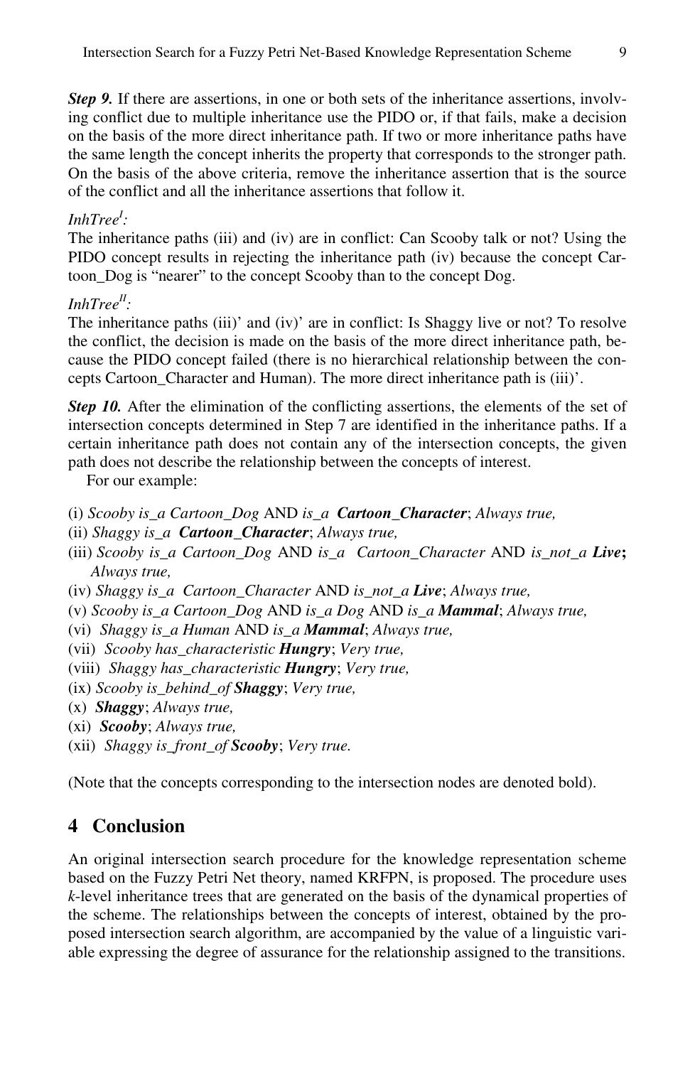***Step 9.*** If there are assertions, in one or both sets of the inheritance assertions, involving conflict due to multiple inheritance use the PIDO or, if that fails, make a decision on the basis of the more direct inheritance path. If two or more inheritance paths have the same length the concept inherits the property that corresponds to the stronger path. On the basis of the above criteria, remove the inheritance assertion that is the source of the conflict and all the inheritance assertions that follow it.

*InhTree$^{I}$:*
The inheritance paths (iii) and (iv) are in conflict: Can Scooby talk or not? Using the PIDO concept results in rejecting the inheritance path (iv) because the concept Cartoon_Dog is "nearer" to the concept Scooby than to the concept Dog.

*InhTree$^{II}$:*
The inheritance paths (iii)' and (iv)' are in conflict: Is Shaggy live or not? To resolve the conflict, the decision is made on the basis of the more direct inheritance path, because the PIDO concept failed (there is no hierarchical relationship between the concepts Cartoon_Character and Human). The more direct inheritance path is (iii)'.

***Step 10.*** After the elimination of the conflicting assertions, the elements of the set of intersection concepts determined in Step 7 are identified in the inheritance paths. If a certain inheritance path does not contain any of the intersection concepts, the given path does not describe the relationship between the concepts of interest.

For our example:

(i) *Scooby is_a Cartoon_Dog* AND *is_a* ***Cartoon_Character***; *Always true,*
(ii) *Shaggy is_a* ***Cartoon_Character***; *Always true,*
(iii) *Scooby is_a Cartoon_Dog* AND *is_a Cartoon_Character* AND *is_not_a* ***Live*;** *Always true,*
(iv) *Shaggy is_a Cartoon_Character* AND *is_not_a* ***Live***; *Always true,*
(v) *Scooby is_a Cartoon_Dog* AND *is_a Dog* AND *is_a* ***Mammal***; *Always true,*
(vi) *Shaggy is_a Human* AND *is_a* ***Mammal***; *Always true,*
(vii) *Scooby has_characteristic* ***Hungry***; *Very true,*
(viii) *Shaggy has_characteristic* ***Hungry***; *Very true,*
(ix) *Scooby is_behind_of* ***Shaggy***; *Very true,*
(x) ***Shaggy***; *Always true,*
(xi) ***Scooby***; *Always true,*
(xii) *Shaggy is_front_of* ***Scooby***; *Very true.*

(Note that the concepts corresponding to the intersection nodes are denoted bold).

## 4 Conclusion

An original intersection search procedure for the knowledge representation scheme based on the Fuzzy Petri Net theory, named KRFPN, is proposed. The procedure uses *k*-level inheritance trees that are generated on the basis of the dynamical properties of the scheme. The relationships between the concepts of interest, obtained by the proposed intersection search algorithm, are accompanied by the value of a linguistic variable expressing the degree of assurance for the relationship assigned to the transitions.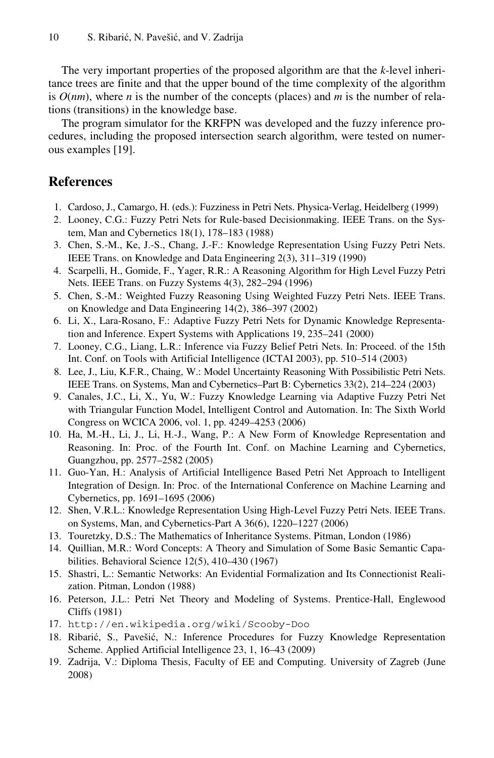The very important properties of the proposed algorithm are that the *k*-level inheritance trees are finite and that the upper bound of the time complexity of the algorithm is $O(nm)$, where $n$ is the number of the concepts (places) and $m$ is the number of relations (transitions) in the knowledge base.

The program simulator for the KRFPN was developed and the fuzzy inference procedures, including the proposed intersection search algorithm, were tested on numerous examples [19].

## References

1. Cardoso, J., Camargo, H. (eds.): Fuzziness in Petri Nets. Physica-Verlag, Heidelberg (1999)
2. Looney, C.G.: Fuzzy Petri Nets for Rule-based Decisionmaking. IEEE Trans. on the System, Man and Cybernetics 18(1), 178–183 (1988)
3. Chen, S.-M., Ke, J.-S., Chang, J.-F.: Knowledge Representation Using Fuzzy Petri Nets. IEEE Trans. on Knowledge and Data Engineering 2(3), 311–319 (1990)
4. Scarpelli, H., Gomide, F., Yager, R.R.: A Reasoning Algorithm for High Level Fuzzy Petri Nets. IEEE Trans. on Fuzzy Systems 4(3), 282–294 (1996)
5. Chen, S.-M.: Weighted Fuzzy Reasoning Using Weighted Fuzzy Petri Nets. IEEE Trans. on Knowledge and Data Engineering 14(2), 386–397 (2002)
6. Li, X., Lara-Rosano, F.: Adaptive Fuzzy Petri Nets for Dynamic Knowledge Representation and Inference. Expert Systems with Applications 19, 235–241 (2000)
7. Looney, C.G., Liang, L.R.: Inference via Fuzzy Belief Petri Nets. In: Proceed. of the 15th Int. Conf. on Tools with Artificial Intelligence (ICTAI 2003), pp. 510–514 (2003)
8. Lee, J., Liu, K.F.R., Chaing, W.: Model Uncertainty Reasoning With Possibilistic Petri Nets. IEEE Trans. on Systems, Man and Cybernetics–Part B: Cybernetics 33(2), 214–224 (2003)
9. Canales, J.C., Li, X., Yu, W.: Fuzzy Knowledge Learning via Adaptive Fuzzy Petri Net with Triangular Function Model, Intelligent Control and Automation. In: The Sixth World Congress on WCICA 2006, vol. 1, pp. 4249–4253 (2006)
10. Ha, M.-H., Li, J., Li, H.-J., Wang, P.: A New Form of Knowledge Representation and Reasoning. In: Proc. of the Fourth Int. Conf. on Machine Learning and Cybernetics, Guangzhou, pp. 2577–2582 (2005)
11. Guo-Yan, H.: Analysis of Artificial Intelligence Based Petri Net Approach to Intelligent Integration of Design. In: Proc. of the International Conference on Machine Learning and Cybernetics, pp. 1691–1695 (2006)
12. Shen, V.R.L.: Knowledge Representation Using High-Level Fuzzy Petri Nets. IEEE Trans. on Systems, Man, and Cybernetics-Part A 36(6), 1220–1227 (2006)
13. Touretzky, D.S.: The Mathematics of Inheritance Systems. Pitman, London (1986)
14. Quillian, M.R.: Word Concepts: A Theory and Simulation of Some Basic Semantic Capabilities. Behavioral Science 12(5), 410–430 (1967)
15. Shastri, L.: Semantic Networks: An Evidential Formalization and Its Connectionist Realization. Pitman, London (1988)
16. Peterson, J.L.: Petri Net Theory and Modeling of Systems. Prentice-Hall, Englewood Cliffs (1981)
17. `http://en.wikipedia.org/wiki/Scooby-Doo`
18. Ribarić, S., Pavešić, N.: Inference Procedures for Fuzzy Knowledge Representation Scheme. Applied Artificial Intelligence 23, 1, 16–43 (2009)
19. Zadrija, V.: Diploma Thesis, Faculty of EE and Computing. University of Zagreb (June 2008)